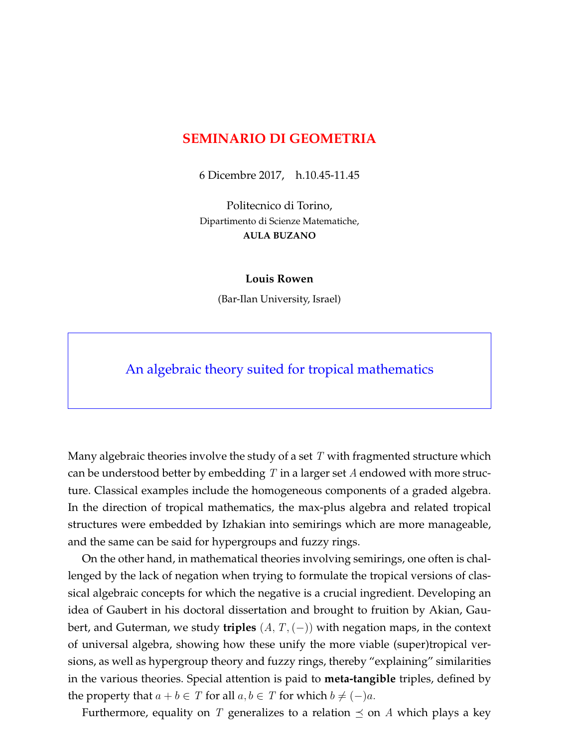# SEMINARIO DI GEOMETRIA

6 Dicembre 2017, h.10.45-11.45

Politecnico di Torino,
Dipartimento di Scienze Matematiche,
**AULA BUZANO**

**Louis Rowen**

(Bar-Ilan University, Israel)

## An algebraic theory suited for tropical mathematics

Many algebraic theories involve the study of a set $T$ with fragmented structure which can be understood better by embedding $T$ in a larger set $A$ endowed with more structure. Classical examples include the homogeneous components of a graded algebra. In the direction of tropical mathematics, the max-plus algebra and related tropical structures were embedded by Izhakian into semirings which are more manageable, and the same can be said for hypergroups and fuzzy rings.

On the other hand, in mathematical theories involving semirings, one often is challenged by the lack of negation when trying to formulate the tropical versions of classical algebraic concepts for which the negative is a crucial ingredient. Developing an idea of Gaubert in his doctoral dissertation and brought to fruition by Akian, Gaubert, and Guterman, we study **triples** $(A, T, (-))$ with negation maps, in the context of universal algebra, showing how these unify the more viable (super)tropical versions, as well as hypergroup theory and fuzzy rings, thereby "explaining" similarities in the various theories. Special attention is paid to **meta-tangible** triples, defined by the property that $a + b \in T$ for all $a, b \in T$ for which $b \neq (-)a$.

Furthermore, equality on $T$ generalizes to a relation $\preceq$ on $A$ which plays a key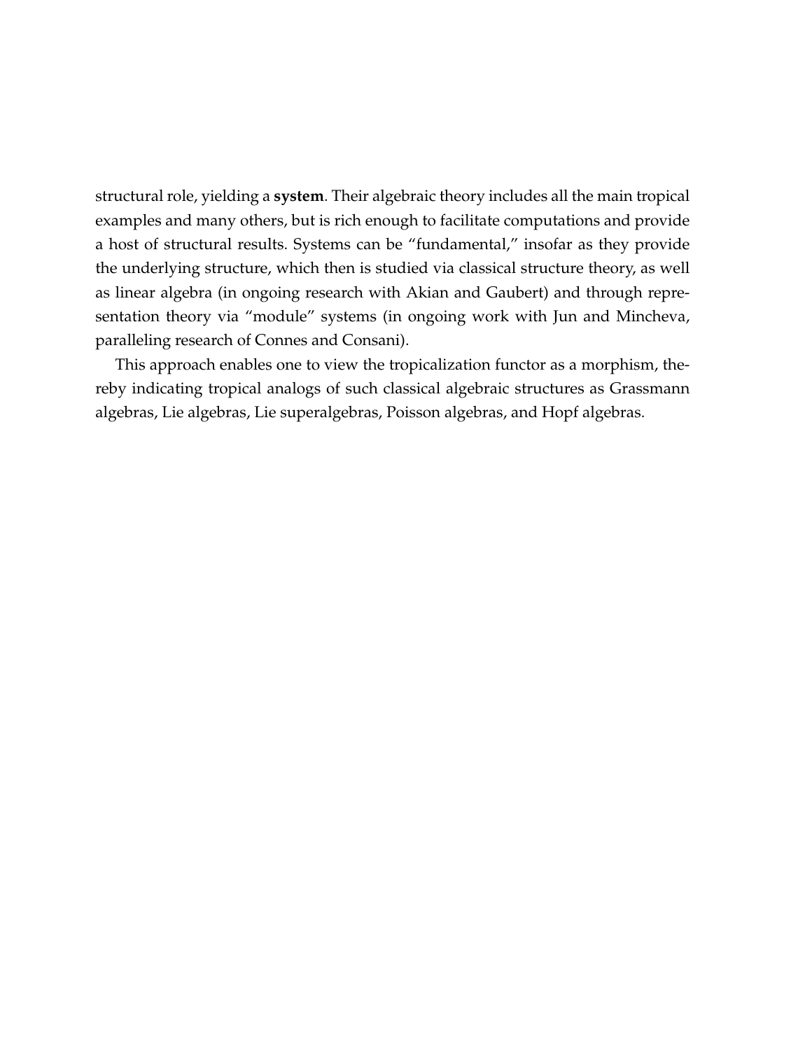structural role, yielding a **system**. Their algebraic theory includes all the main tropical examples and many others, but is rich enough to facilitate computations and provide a host of structural results. Systems can be "fundamental," insofar as they provide the underlying structure, which then is studied via classical structure theory, as well as linear algebra (in ongoing research with Akian and Gaubert) and through representation theory via "module" systems (in ongoing work with Jun and Mincheva, paralleling research of Connes and Consani).

This approach enables one to view the tropicalization functor as a morphism, thereby indicating tropical analogs of such classical algebraic structures as Grassmann algebras, Lie algebras, Lie superalgebras, Poisson algebras, and Hopf algebras.